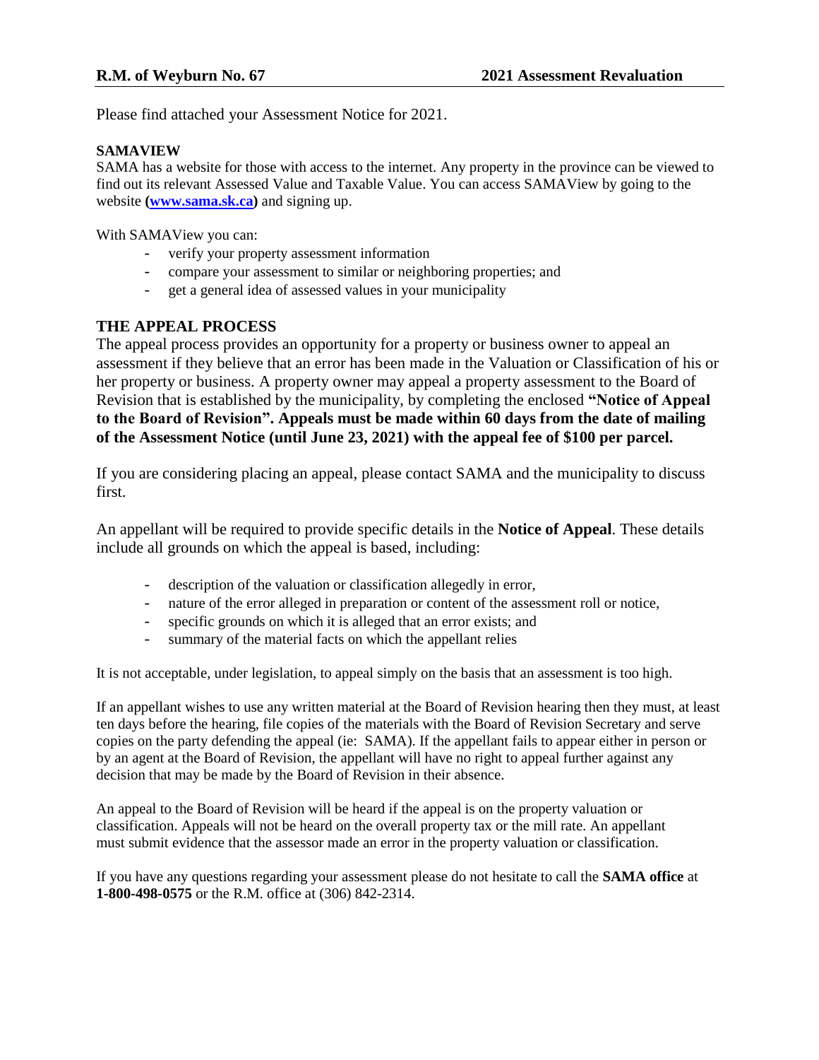**R.M. of Weyburn No. 67** **2021 Assessment Revaluation**

Please find attached your Assessment Notice for 2021.

**SAMAVIEW**

SAMA has a website for those with access to the internet. Any property in the province can be viewed to find out its relevant Assessed Value and Taxable Value. You can access SAMAView by going to the website **(www.sama.sk.ca)** and signing up.

With SAMAView you can:

- verify your property assessment information
- compare your assessment to similar or neighboring properties; and
- get a general idea of assessed values in your municipality

## THE APPEAL PROCESS

The appeal process provides an opportunity for a property or business owner to appeal an assessment if they believe that an error has been made in the Valuation or Classification of his or her property or business. A property owner may appeal a property assessment to the Board of Revision that is established by the municipality, by completing the enclosed **"Notice of Appeal to the Board of Revision". Appeals must be made within 60 days from the date of mailing of the Assessment Notice (until June 23, 2021) with the appeal fee of $100 per parcel.**

If you are considering placing an appeal, please contact SAMA and the municipality to discuss first.

An appellant will be required to provide specific details in the **Notice of Appeal**. These details include all grounds on which the appeal is based, including:

- description of the valuation or classification allegedly in error,
- nature of the error alleged in preparation or content of the assessment roll or notice,
- specific grounds on which it is alleged that an error exists; and
- summary of the material facts on which the appellant relies

It is not acceptable, under legislation, to appeal simply on the basis that an assessment is too high.

If an appellant wishes to use any written material at the Board of Revision hearing then they must, at least ten days before the hearing, file copies of the materials with the Board of Revision Secretary and serve copies on the party defending the appeal (ie: SAMA). If the appellant fails to appear either in person or by an agent at the Board of Revision, the appellant will have no right to appeal further against any decision that may be made by the Board of Revision in their absence.

An appeal to the Board of Revision will be heard if the appeal is on the property valuation or classification. Appeals will not be heard on the overall property tax or the mill rate. An appellant must submit evidence that the assessor made an error in the property valuation or classification.

If you have any questions regarding your assessment please do not hesitate to call the **SAMA office** at **1-800-498-0575** or the R.M. office at (306) 842-2314.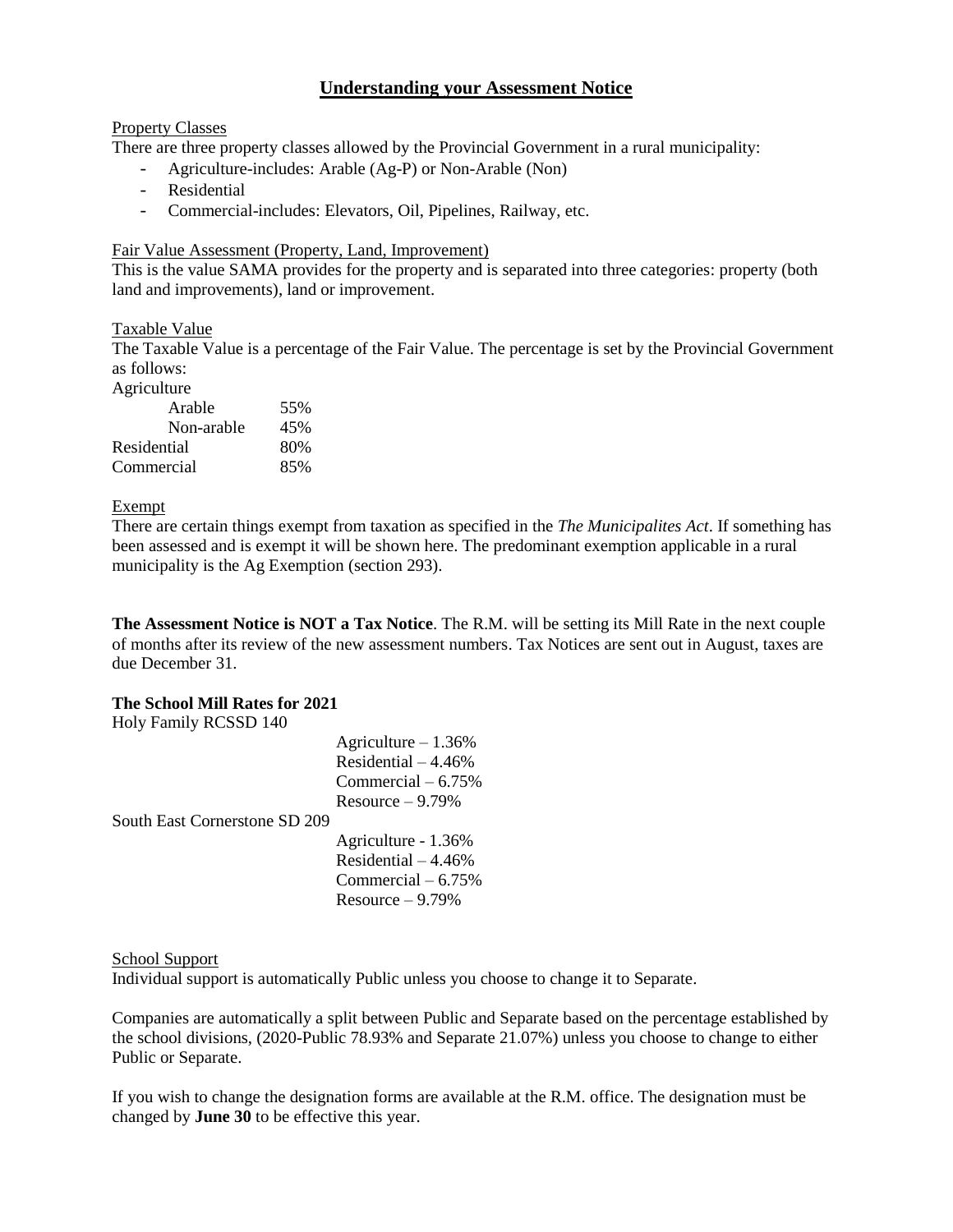# Understanding your Assessment Notice

Property Classes

There are three property classes allowed by the Provincial Government in a rural municipality:

- Agriculture-includes: Arable (Ag-P) or Non-Arable (Non)
- Residential
- Commercial-includes: Elevators, Oil, Pipelines, Railway, etc.

Fair Value Assessment (Property, Land, Improvement)

This is the value SAMA provides for the property and is separated into three categories: property (both land and improvements), land or improvement.

Taxable Value

The Taxable Value is a percentage of the Fair Value. The percentage is set by the Provincial Government as follows:

| Agriculture | |
|---|---|
| Arable | 55% |
| Non-arable | 45% |
| Residential | 80% |
| Commercial | 85% |

Exempt

There are certain things exempt from taxation as specified in the *The Municipalites Act*. If something has been assessed and is exempt it will be shown here. The predominant exemption applicable in a rural municipality is the Ag Exemption (section 293).

**The Assessment Notice is NOT a Tax Notice**. The R.M. will be setting its Mill Rate in the next couple of months after its review of the new assessment numbers. Tax Notices are sent out in August, taxes are due December 31.

**The School Mill Rates for 2021**

Holy Family RCSSD 140

- Agriculture – 1.36%
- Residential – 4.46%
- Commercial – 6.75%
- Resource – 9.79%

South East Cornerstone SD 209

- Agriculture - 1.36%
- Residential – 4.46%
- Commercial – 6.75%
- Resource – 9.79%

School Support

Individual support is automatically Public unless you choose to change it to Separate.

Companies are automatically a split between Public and Separate based on the percentage established by the school divisions, (2020-Public 78.93% and Separate 21.07%) unless you choose to change to either Public or Separate.

If you wish to change the designation forms are available at the R.M. office. The designation must be changed by **June 30** to be effective this year.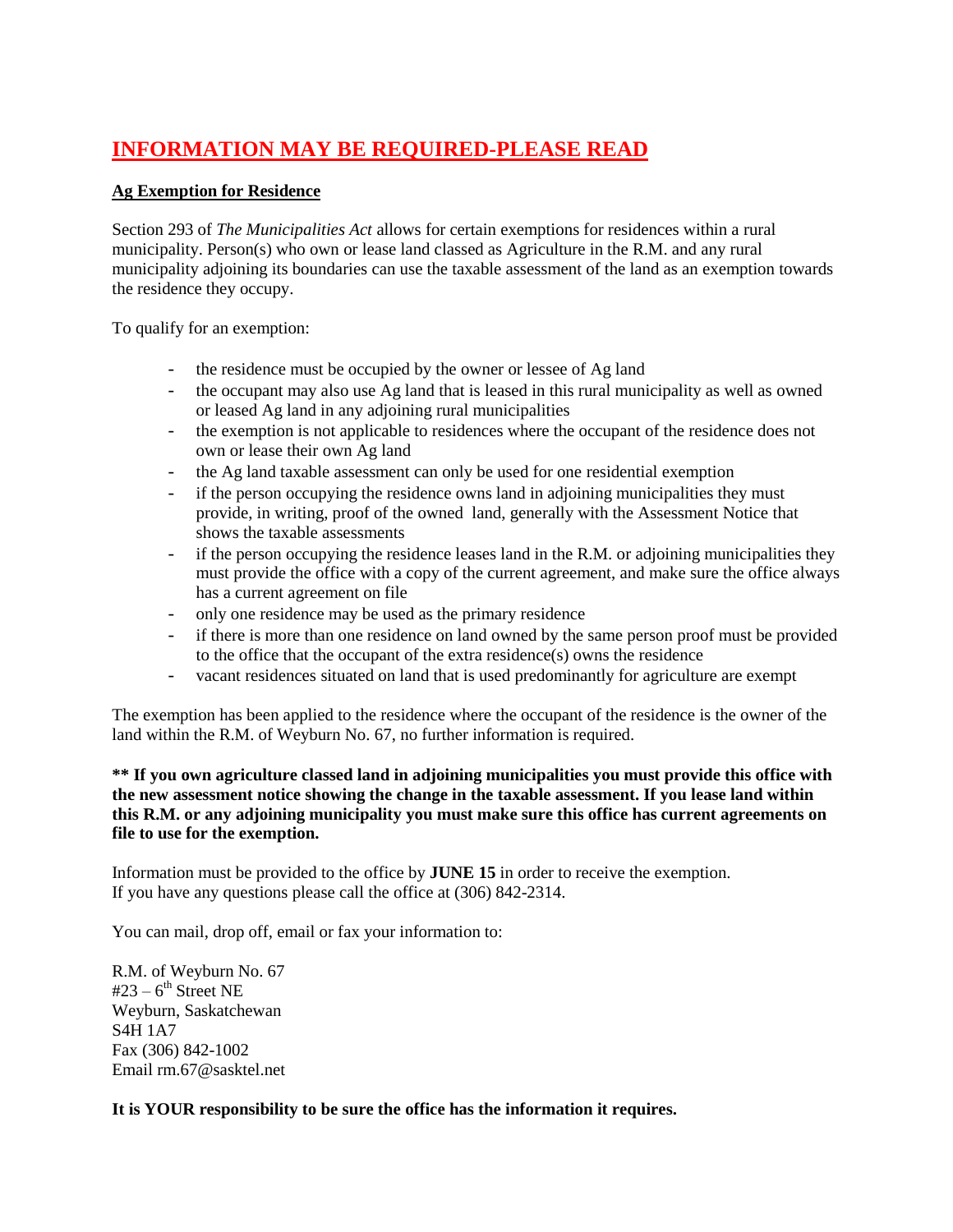## **INFORMATION MAY BE REQUIRED-PLEASE READ**

**Ag Exemption for Residence**

Section 293 of *The Municipalities Act* allows for certain exemptions for residences within a rural municipality. Person(s) who own or lease land classed as Agriculture in the R.M. and any rural municipality adjoining its boundaries can use the taxable assessment of the land as an exemption towards the residence they occupy.

To qualify for an exemption:

- the residence must be occupied by the owner or lessee of Ag land
- the occupant may also use Ag land that is leased in this rural municipality as well as owned or leased Ag land in any adjoining rural municipalities
- the exemption is not applicable to residences where the occupant of the residence does not own or lease their own Ag land
- the Ag land taxable assessment can only be used for one residential exemption
- if the person occupying the residence owns land in adjoining municipalities they must provide, in writing, proof of the owned land, generally with the Assessment Notice that shows the taxable assessments
- if the person occupying the residence leases land in the R.M. or adjoining municipalities they must provide the office with a copy of the current agreement, and make sure the office always has a current agreement on file
- only one residence may be used as the primary residence
- if there is more than one residence on land owned by the same person proof must be provided to the office that the occupant of the extra residence(s) owns the residence
- vacant residences situated on land that is used predominantly for agriculture are exempt

The exemption has been applied to the residence where the occupant of the residence is the owner of the land within the R.M. of Weyburn No. 67, no further information is required.

**** If you own agriculture classed land in adjoining municipalities you must provide this office with the new assessment notice showing the change in the taxable assessment. If you lease land within this R.M. or any adjoining municipality you must make sure this office has current agreements on file to use for the exemption.**

Information must be provided to the office by **JUNE 15** in order to receive the exemption.
If you have any questions please call the office at (306) 842-2314.

You can mail, drop off, email or fax your information to:

R.M. of Weyburn No. 67
#23 – 6th Street NE
Weyburn, Saskatchewan
S4H 1A7
Fax (306) 842-1002
Email rm.67@sasktel.net

**It is YOUR responsibility to be sure the office has the information it requires.**